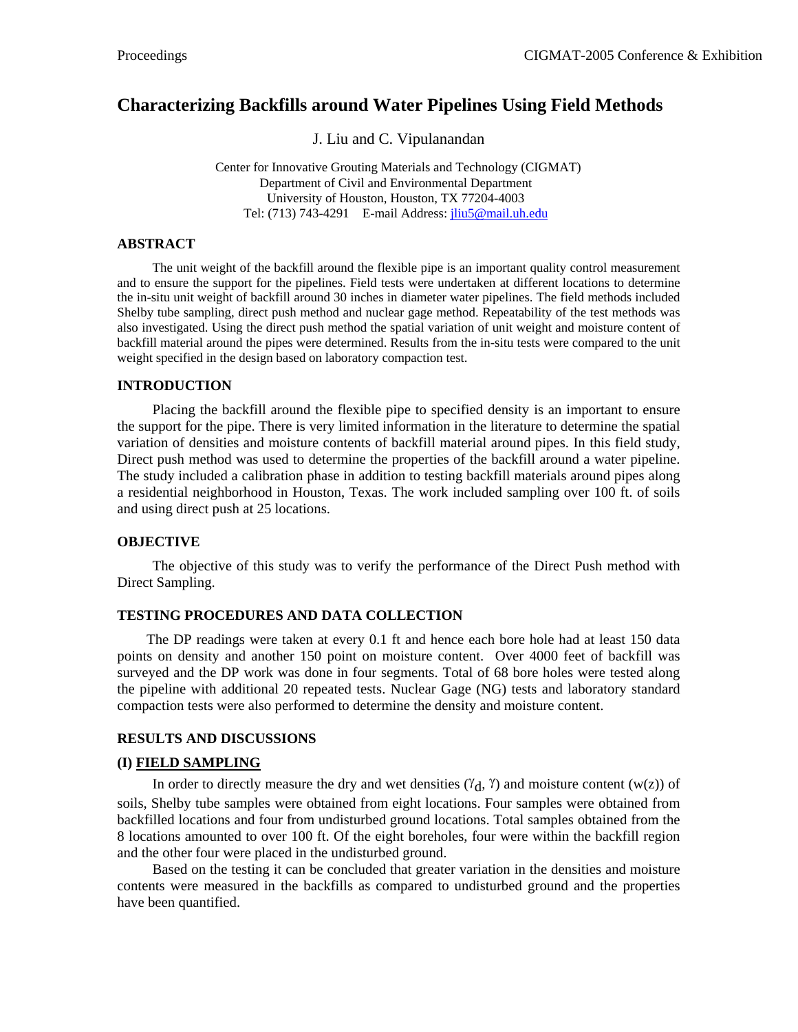# Characterizing Backfills around Water Pipelines Using Field Methods

J. Liu and C. Vipulanandan

Center for Innovative Grouting Materials and Technology (CIGMAT)
Department of Civil and Environmental Department
University of Houston, Houston, TX 77204-4003
Tel: (713) 743-4291 E-mail Address: jliu5@mail.uh.edu

## ABSTRACT

The unit weight of the backfill around the flexible pipe is an important quality control measurement and to ensure the support for the pipelines. Field tests were undertaken at different locations to determine the in-situ unit weight of backfill around 30 inches in diameter water pipelines. The field methods included Shelby tube sampling, direct push method and nuclear gage method. Repeatability of the test methods was also investigated. Using the direct push method the spatial variation of unit weight and moisture content of backfill material around the pipes were determined. Results from the in-situ tests were compared to the unit weight specified in the design based on laboratory compaction test.

## INTRODUCTION

Placing the backfill around the flexible pipe to specified density is an important to ensure the support for the pipe. There is very limited information in the literature to determine the spatial variation of densities and moisture contents of backfill material around pipes. In this field study, Direct push method was used to determine the properties of the backfill around a water pipeline. The study included a calibration phase in addition to testing backfill materials around pipes along a residential neighborhood in Houston, Texas. The work included sampling over 100 ft. of soils and using direct push at 25 locations.

## OBJECTIVE

The objective of this study was to verify the performance of the Direct Push method with Direct Sampling.

## TESTING PROCEDURES AND DATA COLLECTION

The DP readings were taken at every 0.1 ft and hence each bore hole had at least 150 data points on density and another 150 point on moisture content. Over 4000 feet of backfill was surveyed and the DP work was done in four segments. Total of 68 bore holes were tested along the pipeline with additional 20 repeated tests. Nuclear Gage (NG) tests and laboratory standard compaction tests were also performed to determine the density and moisture content.

## RESULTS AND DISCUSSIONS

### (I) FIELD SAMPLING

In order to directly measure the dry and wet densities ($\gamma_d$, $\gamma$) and moisture content (w(z)) of soils, Shelby tube samples were obtained from eight locations. Four samples were obtained from backfilled locations and four from undisturbed ground locations. Total samples obtained from the 8 locations amounted to over 100 ft. Of the eight boreholes, four were within the backfill region and the other four were placed in the undisturbed ground.

Based on the testing it can be concluded that greater variation in the densities and moisture contents were measured in the backfills as compared to undisturbed ground and the properties have been quantified.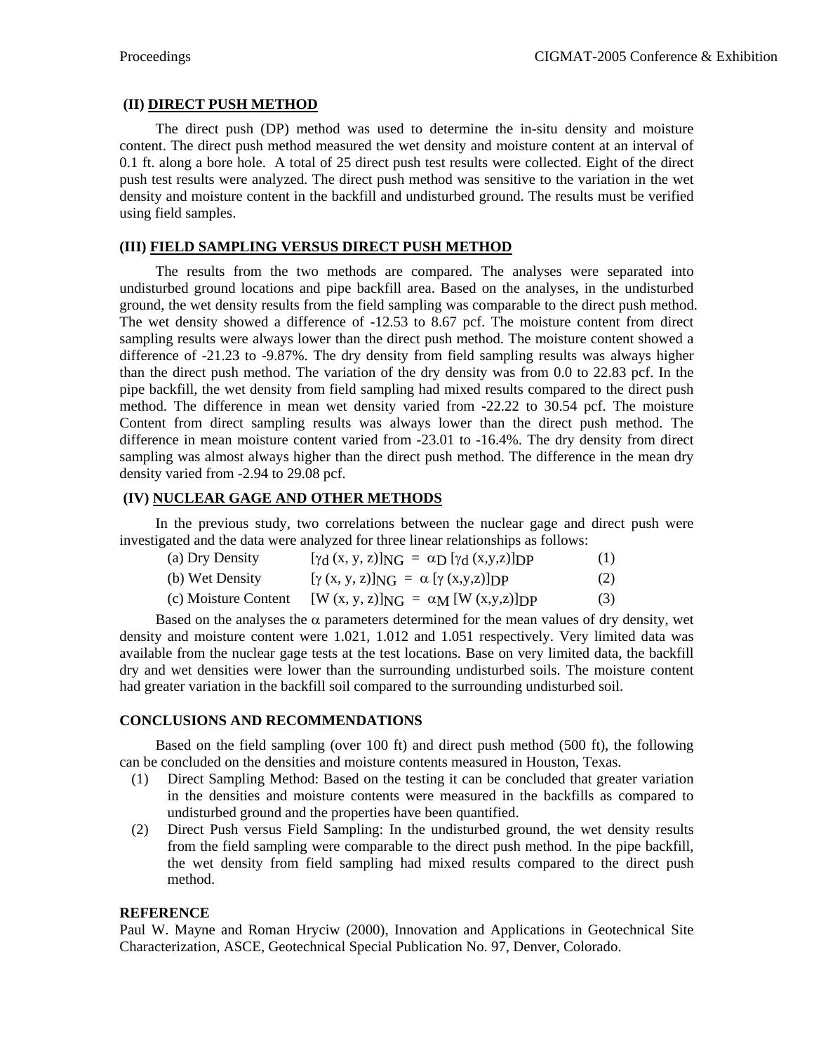## (II) DIRECT PUSH METHOD

The direct push (DP) method was used to determine the in-situ density and moisture content. The direct push method measured the wet density and moisture content at an interval of 0.1 ft. along a bore hole. A total of 25 direct push test results were collected. Eight of the direct push test results were analyzed. The direct push method was sensitive to the variation in the wet density and moisture content in the backfill and undisturbed ground. The results must be verified using field samples.

## (III) FIELD SAMPLING VERSUS DIRECT PUSH METHOD

The results from the two methods are compared. The analyses were separated into undisturbed ground locations and pipe backfill area. Based on the analyses, in the undisturbed ground, the wet density results from the field sampling was comparable to the direct push method. The wet density showed a difference of -12.53 to 8.67 pcf. The moisture content from direct sampling results were always lower than the direct push method. The moisture content showed a difference of -21.23 to -9.87%. The dry density from field sampling results was always higher than the direct push method. The variation of the dry density was from 0.0 to 22.83 pcf. In the pipe backfill, the wet density from field sampling had mixed results compared to the direct push method. The difference in mean wet density varied from -22.22 to 30.54 pcf. The moisture Content from direct sampling results was always lower than the direct push method. The difference in mean moisture content varied from -23.01 to -16.4%. The dry density from direct sampling was almost always higher than the direct push method. The difference in the mean dry density varied from -2.94 to 29.08 pcf.

## (IV) NUCLEAR GAGE AND OTHER METHODS

In the previous study, two correlations between the nuclear gage and direct push were investigated and the data were analyzed for three linear relationships as follows:

(a) Dry Density $$[\gamma_d (x, y, z)]_{NG} = \alpha_D [\gamma_d (x,y,z)]_{DP} \quad (1)$$

(b) Wet Density $$[\gamma (x, y, z)]_{NG} = \alpha [\gamma (x,y,z)]_{DP} \quad (2)$$

(c) Moisture Content $$[W (x, y, z)]_{NG} = \alpha_M [W (x,y,z)]_{DP} \quad (3)$$

Based on the analyses the $\alpha$ parameters determined for the mean values of dry density, wet density and moisture content were 1.021, 1.012 and 1.051 respectively. Very limited data was available from the nuclear gage tests at the test locations. Base on very limited data, the backfill dry and wet densities were lower than the surrounding undisturbed soils. The moisture content had greater variation in the backfill soil compared to the surrounding undisturbed soil.

## CONCLUSIONS AND RECOMMENDATIONS

Based on the field sampling (over 100 ft) and direct push method (500 ft), the following can be concluded on the densities and moisture contents measured in Houston, Texas.

(1) Direct Sampling Method: Based on the testing it can be concluded that greater variation in the densities and moisture contents were measured in the backfills as compared to undisturbed ground and the properties have been quantified.

(2) Direct Push versus Field Sampling: In the undisturbed ground, the wet density results from the field sampling were comparable to the direct push method. In the pipe backfill, the wet density from field sampling had mixed results compared to the direct push method.

## REFERENCE

Paul W. Mayne and Roman Hryciw (2000), Innovation and Applications in Geotechnical Site Characterization, ASCE, Geotechnical Special Publication No. 97, Denver, Colorado.